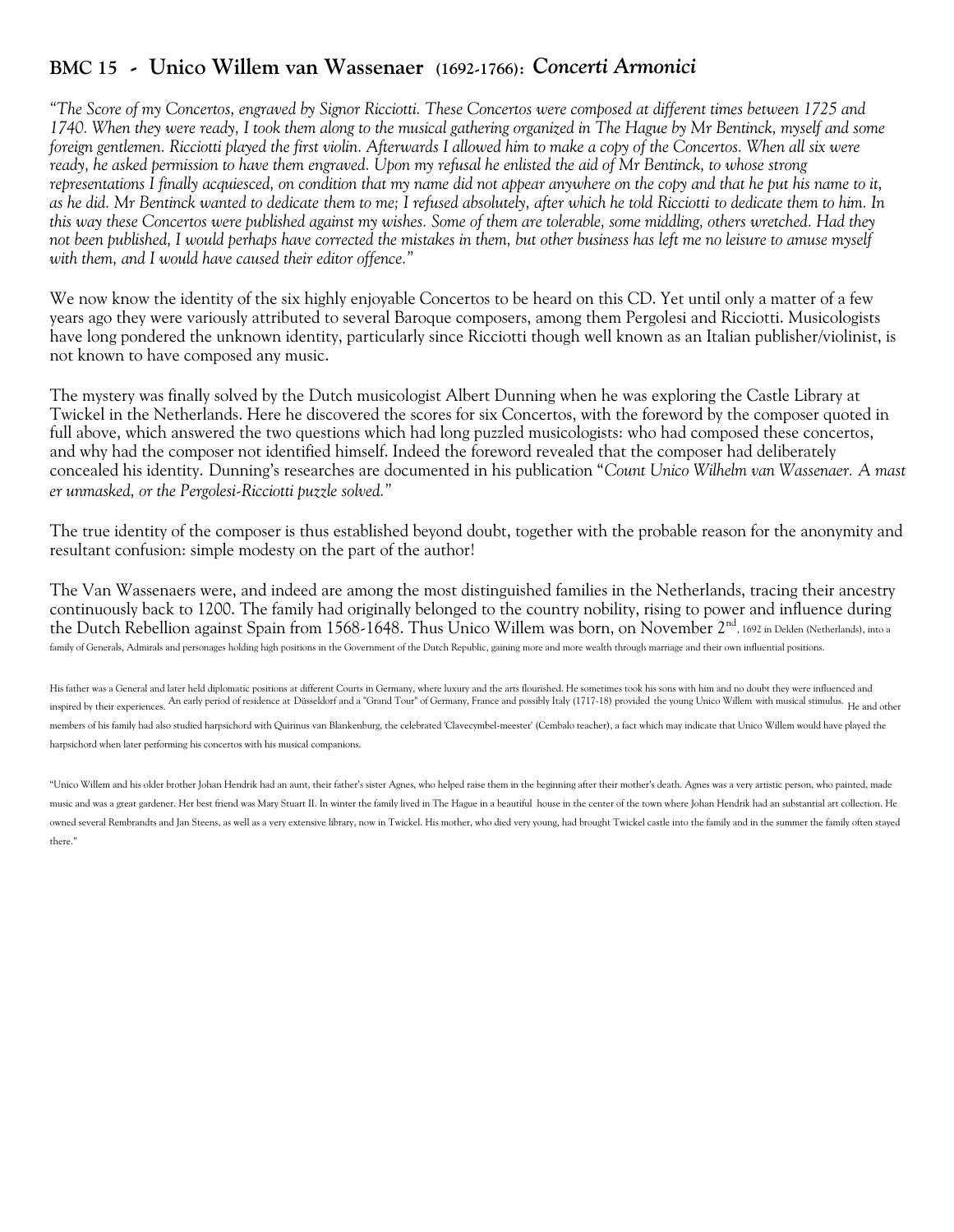## BMC 15 - Unico Willem van Wassenaer (1692-1766): *Concerti Armonici*

*"The Score of my Concertos, engraved by Signor Ricciotti. These Concertos were composed at different times between 1725 and 1740. When they were ready, I took them along to the musical gathering organized in The Hague by Mr Bentinck, myself and some foreign gentlemen. Ricciotti played the first violin. Afterwards I allowed him to make a copy of the Concertos. When all six were ready, he asked permission to have them engraved. Upon my refusal he enlisted the aid of Mr Bentinck, to whose strong representations I finally acquiesced, on condition that my name did not appear anywhere on the copy and that he put his name to it, as he did. Mr Bentinck wanted to dedicate them to me; I refused absolutely, after which he told Ricciotti to dedicate them to him. In this way these Concertos were published against my wishes. Some of them are tolerable, some middling, others wretched. Had they not been published, I would perhaps have corrected the mistakes in them, but other business has left me no leisure to amuse myself with them, and I would have caused their editor offence."*

We now know the identity of the six highly enjoyable Concertos to be heard on this CD. Yet until only a matter of a few years ago they were variously attributed to several Baroque composers, among them Pergolesi and Ricciotti. Musicologists have long pondered the unknown identity, particularly since Ricciotti though well known as an Italian publisher/violinist, is not known to have composed any music.

The mystery was finally solved by the Dutch musicologist Albert Dunning when he was exploring the Castle Library at Twickel in the Netherlands. Here he discovered the scores for six Concertos, with the foreword by the composer quoted in full above, which answered the two questions which had long puzzled musicologists: who had composed these concertos, and why had the composer not identified himself. Indeed the foreword revealed that the composer had deliberately concealed his identity. Dunning's researches are documented in his publication "*Count Unico Wilhelm van Wassenaer. A mast er unmasked, or the Pergolesi-Ricciotti puzzle solved."*

The true identity of the composer is thus established beyond doubt, together with the probable reason for the anonymity and resultant confusion: simple modesty on the part of the author!

The Van Wassenaers were, and indeed are among the most distinguished families in the Netherlands, tracing their ancestry continuously back to 1200. The family had originally belonged to the country nobility, rising to power and influence during the Dutch Rebellion against Spain from 1568-1648. Thus Unico Willem was born, on November 2nd, 1692 in Delden (Netherlands), into a family of Generals, Admirals and personages holding high positions in the Government of the Dutch Republic, gaining more and more wealth through marriage and their own influential positions.

His father was a General and later held diplomatic positions at different Courts in Germany, where luxury and the arts flourished. He sometimes took his sons with him and no doubt they were influenced and inspired by their experiences. An early period of residence at Düsseldorf and a "Grand Tour" of Germany, France and possibly Italy (1717-18) provided the young Unico Willem with musical stimulus. He and other members of his family had also studied harpsichord with Quirinus van Blankenburg, the celebrated 'Clavecymbel-meester' (Cembalo teacher), a fact which may indicate that Unico Willem would have played the harpsichord when later performing his concertos with his musical companions.

"Unico Willem and his older brother Johan Hendrik had an aunt, their father's sister Agnes, who helped raise them in the beginning after their mother's death. Agnes was a very artistic person, who painted, made music and was a great gardener. Her best friend was Mary Stuart II. In winter the family lived in The Hague in a beautiful house in the center of the town where Johan Hendrik had an substantial art collection. He owned several Rembrandts and Jan Steens, as well as a very extensive library, now in Twickel. His mother, who died very young, had brought Twickel castle into the family and in the summer the family often stayed there."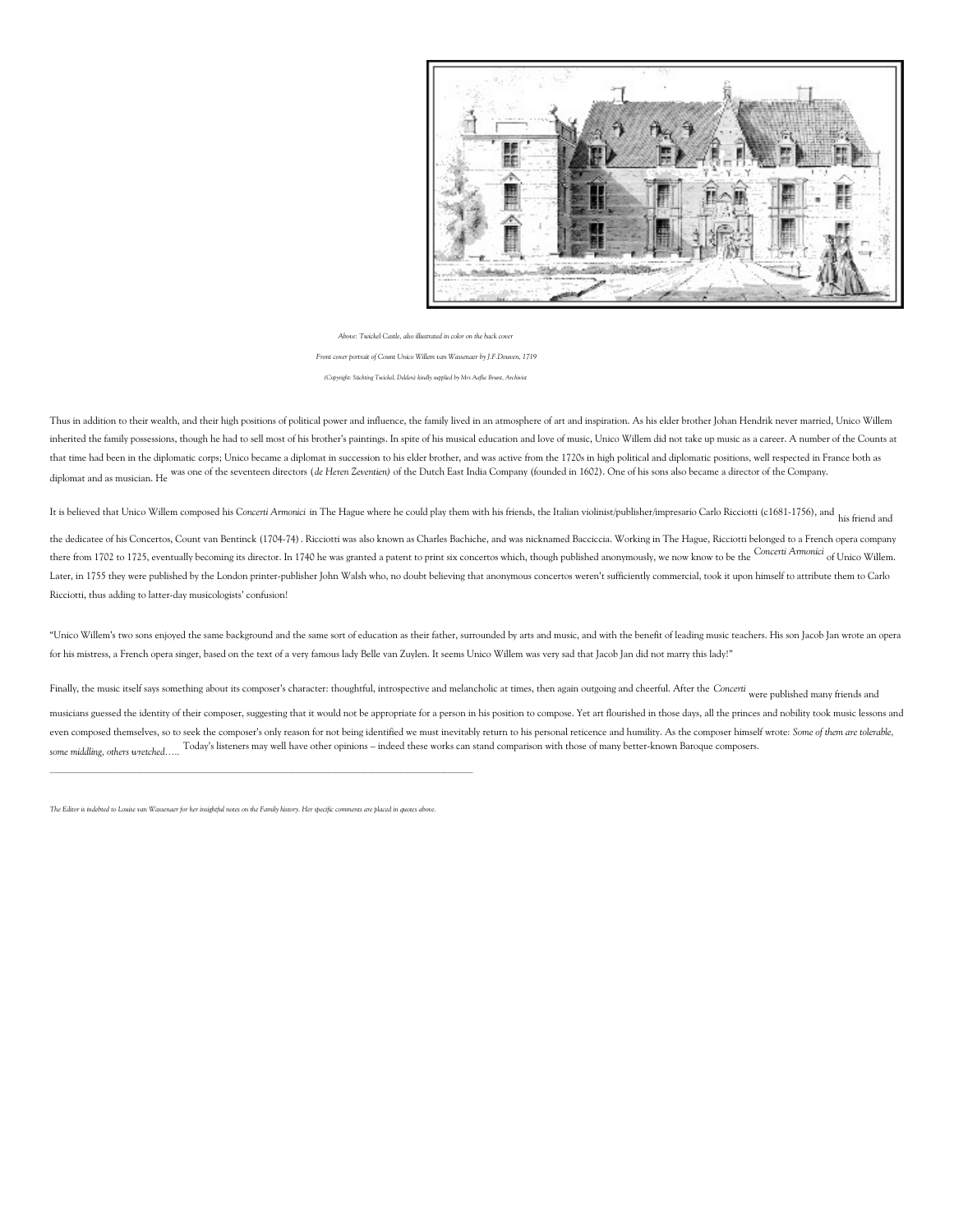*Above: Twickel Castle, also illustrated in color on the back cover*

*Front cover portrait of Count Unico Willem van Wassenaer by J.F.Douven, 1719*

*(Copyright: Stichting Twickel, Delden) kindly supplied by Mrs Aafke Bruist, Archivist*

Thus in addition to their wealth, and their high positions of political power and influence, the family lived in an atmosphere of art and inspiration. As his elder brother Johan Hendrik never married, Unico Willem inherited the family possessions, though he had to sell most of his brother's paintings. In spite of his musical education and love of music, Unico Willem did not take up music as a career. A number of the Counts at that time had been in the diplomatic corps; Unico became a diplomat in succession to his elder brother, and was active from the 1720s in high political and diplomatic positions, well respected in France both as diplomat and as musician. He was one of the seventeen directors (*de Heren Zeventien)* of the Dutch East India Company (founded in 1602). One of his sons also became a director of the Company.

It is believed that Unico Willem composed his *Concerti Armonici* in The Hague where he could play them with his friends, the Italian violinist/publisher/impresario Carlo Ricciotti (c1681-1756), and his friend and the dedicatee of his Concertos, Count van Bentinck (1704-74) . Ricciotti was also known as Charles Bachiche, and was nicknamed Bacciccia. Working in The Hague, Ricciotti belonged to a French opera company there from 1702 to 1725, eventually becoming its director. In 1740 he was granted a patent to print six concertos which, though published anonymously, we now know to be the *Concerti Armonici* of Unico Willem. Later, in 1755 they were published by the London printer-publisher John Walsh who, no doubt believing that anonymous concertos weren't sufficiently commercial, took it upon himself to attribute them to Carlo Ricciotti, thus adding to latter-day musicologists' confusion!

"Unico Willem's two sons enjoyed the same background and the same sort of education as their father, surrounded by arts and music, and with the benefit of leading music teachers. His son Jacob Jan wrote an opera for his mistress, a French opera singer, based on the text of a very famous lady Belle van Zuylen. It seems Unico Willem was very sad that Jacob Jan did not marry this lady!"

Finally, the music itself says something about its composer's character: thoughtful, introspective and melancholic at times, then again outgoing and cheerful. After the *Concerti* were published many friends and musicians guessed the identity of their composer, suggesting that it would not be appropriate for a person in his position to compose. Yet art flourished in those days, all the princes and nobility took music lessons and even composed themselves, so to seek the composer's only reason for not being identified we must inevitably return to his personal reticence and humility. As the composer himself wrote: *Some of them are tolerable, some middling, others wretched…..* Today's listeners may well have other opinions – indeed these works can stand comparison with those of many better-known Baroque composers.

---

*The Editor is indebted to Louise van Wassenaer for her insightful notes on the Family history. Her specific comments are placed in quotes above.*